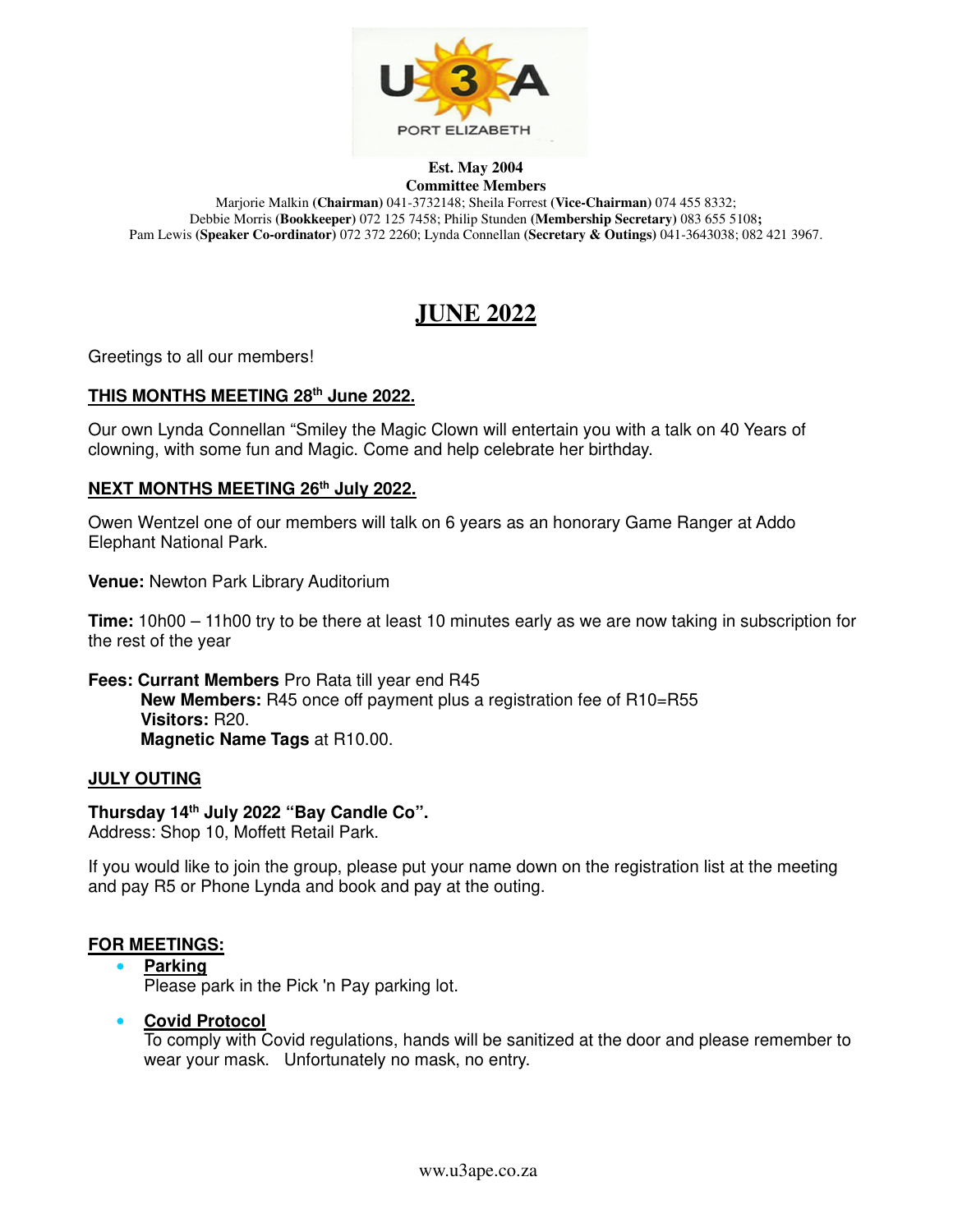U3A PORT ELIZABETH

**Est. May 2004**
**Committee Members**

Marjorie Malkin **(Chairman)** 041-3732148; Sheila Forrest **(Vice-Chairman)** 074 455 8332;
Debbie Morris **(Bookkeeper)** 072 125 7458; Philip Stunden **(Membership Secretary)** 083 655 5108**;**
Pam Lewis **(Speaker Co-ordinator)** 072 372 2260; Lynda Connellan **(Secretary & Outings)** 041-3643038; 082 421 3967.

# JUNE 2022

Greetings to all our members!

## THIS MONTHS MEETING 28th June 2022.

Our own Lynda Connellan "Smiley the Magic Clown will entertain you with a talk on 40 Years of clowning, with some fun and Magic. Come and help celebrate her birthday.

## NEXT MONTHS MEETING 26th July 2022.

Owen Wentzel one of our members will talk on 6 years as an honorary Game Ranger at Addo Elephant National Park.

**Venue:** Newton Park Library Auditorium

**Time:** 10h00 – 11h00 try to be there at least 10 minutes early as we are now taking in subscription for the rest of the year

**Fees: Currant Members** Pro Rata till year end R45
**New Members:** R45 once off payment plus a registration fee of R10=R55
**Visitors:** R20.
**Magnetic Name Tags** at R10.00.

## JULY OUTING

**Thursday 14th July 2022 "Bay Candle Co".**
Address: Shop 10, Moffett Retail Park.

If you would like to join the group, please put your name down on the registration list at the meeting and pay R5 or Phone Lynda and book and pay at the outing.

## FOR MEETINGS:

- **Parking**
  Please park in the Pick 'n Pay parking lot.

- **Covid Protocol**
  To comply with Covid regulations, hands will be sanitized at the door and please remember to wear your mask. Unfortunately no mask, no entry.

ww.u3ape.co.za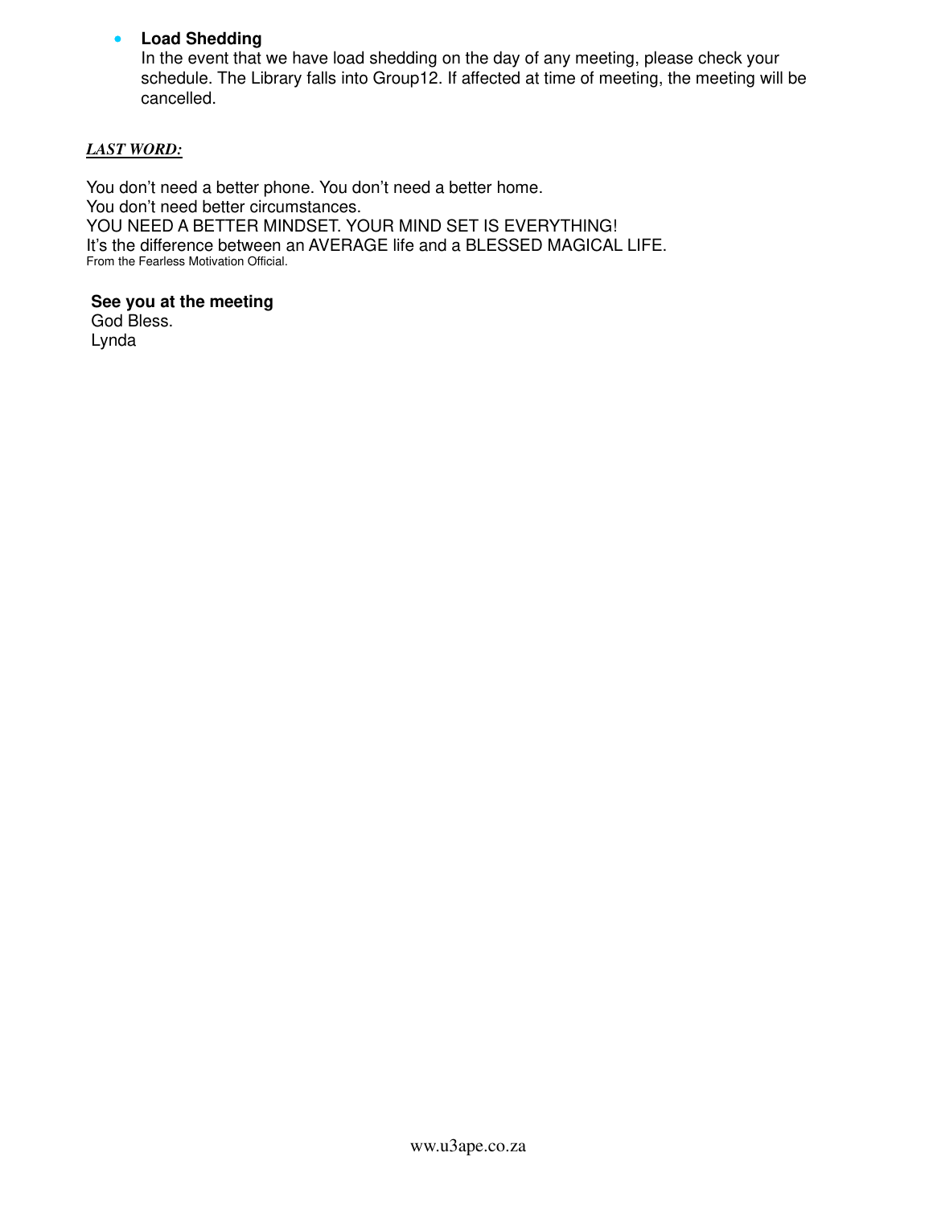- **Load Shedding**
  In the event that we have load shedding on the day of any meeting, please check your schedule. The Library falls into Group12. If affected at time of meeting, the meeting will be cancelled.

***LAST WORD:***

You don't need a better phone. You don't need a better home.
You don't need better circumstances.
YOU NEED A BETTER MINDSET. YOUR MIND SET IS EVERYTHING!
It's the difference between an AVERAGE life and a BLESSED MAGICAL LIFE.
From the Fearless Motivation Official.

**See you at the meeting**
God Bless.
Lynda

ww.u3ape.co.za